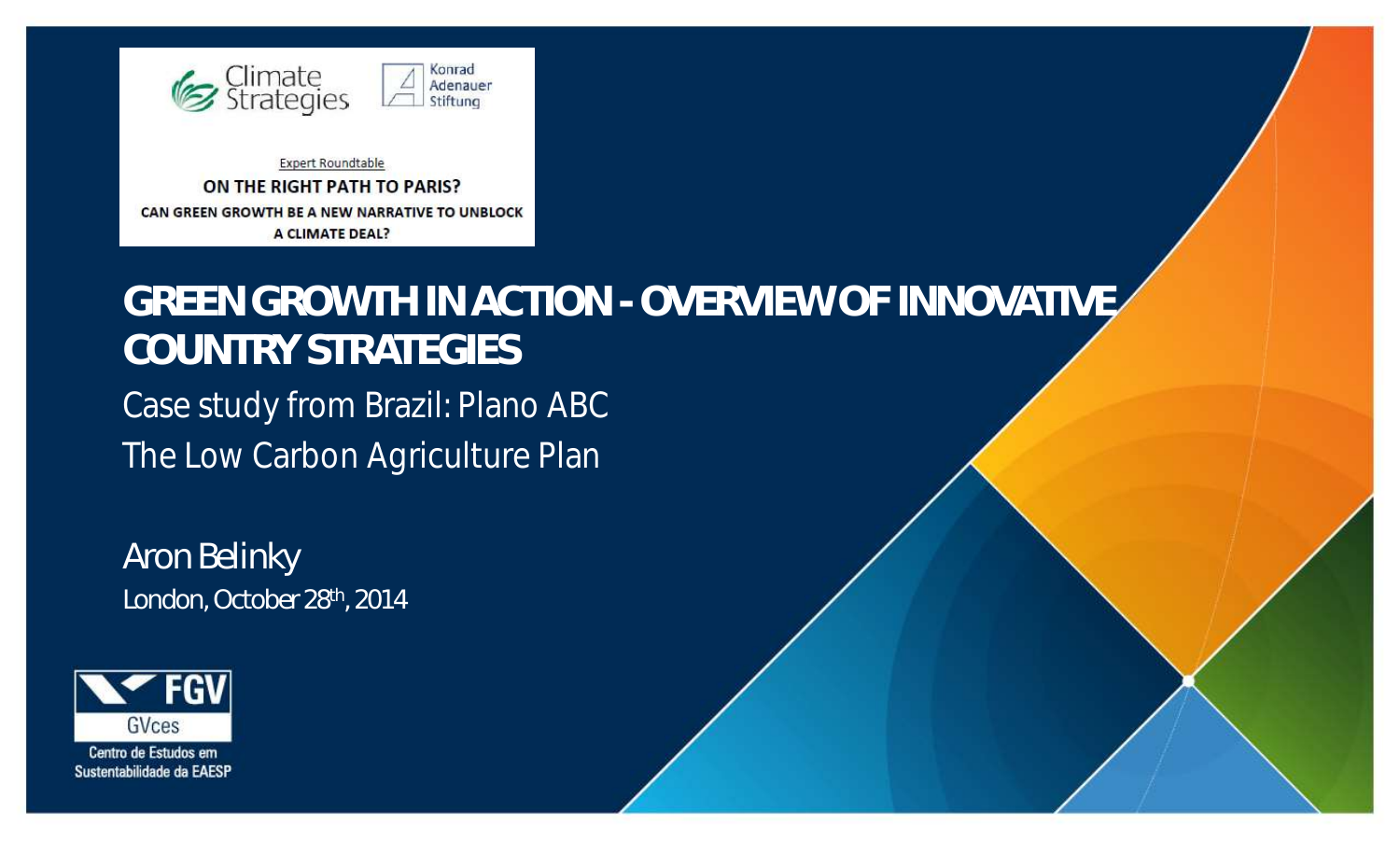Climate Strategies

Konrad Adenauer Stiftung

Expert Roundtable

**ON THE RIGHT PATH TO PARIS?**

**CAN GREEN GROWTH BE A NEW NARRATIVE TO UNBLOCK A CLIMATE DEAL?**

# GREEN GROWTH IN ACTION - OVERVIEW OF INNOVATIVE COUNTRY STRATEGIES

## Case study from Brazil: Plano ABC
## The Low Carbon Agriculture Plan

Aron Belinky

London, October 28th, 2014

FGV

GVces

Centro de Estudos em Sustentabilidade da EAESP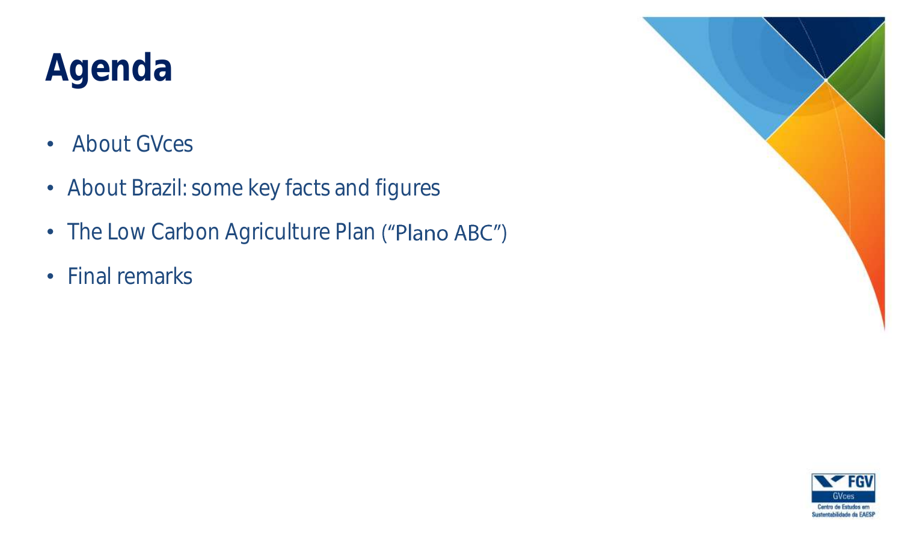# Agenda

- About GVces
- About Brazil: some key facts and figures
- The Low Carbon Agriculture Plan ("Plano ABC")
- Final remarks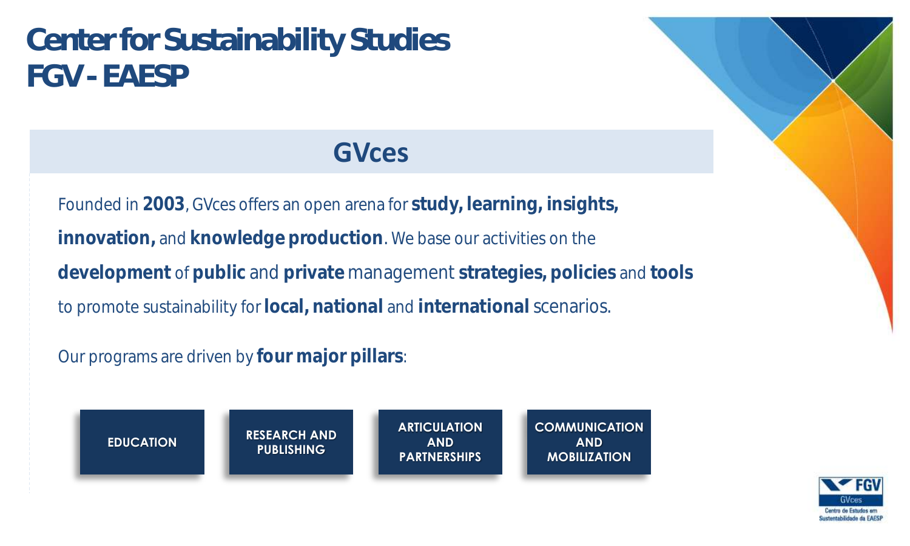# Center for Sustainability Studies FGV - EAESP

## GVces

Founded in **2003**, GVces offers an open arena for **study, learning, insights, innovation,** and **knowledge production**. We base our activities on the **development** of **public** and **private** management **strategies, policies** and **tools** to promote sustainability for **local, national** and **international** scenarios.

Our programs are driven by **four major pillars**:

- **EDUCATION**
- **RESEARCH AND PUBLISHING**
- **ARTICULATION AND PARTNERSHIPS**
- **COMMUNICATION AND MOBILIZATION**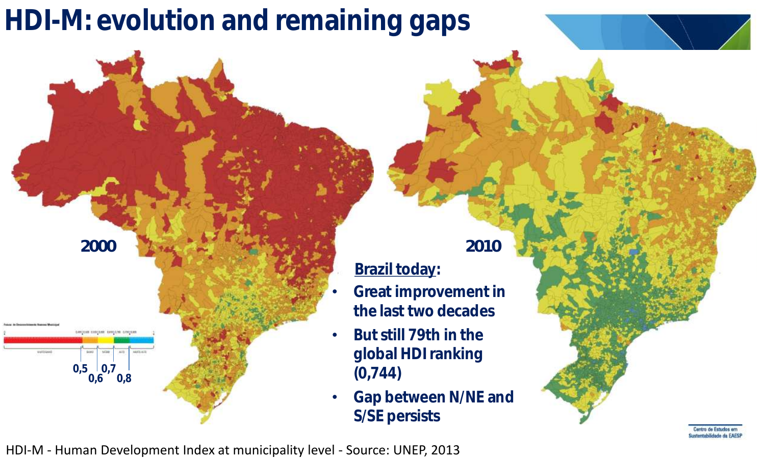# HDI-M: evolution and remaining gaps

2000

2010

0,5 0,6 0,7 0,8

**Brazil today:**

- **Great improvement in the last two decades**
- **But still 79th in the global HDI ranking (0,744)**
- **Gap between N/NE and S/SE persists**

HDI-M - Human Development Index at municipality level - Source: UNEP, 2013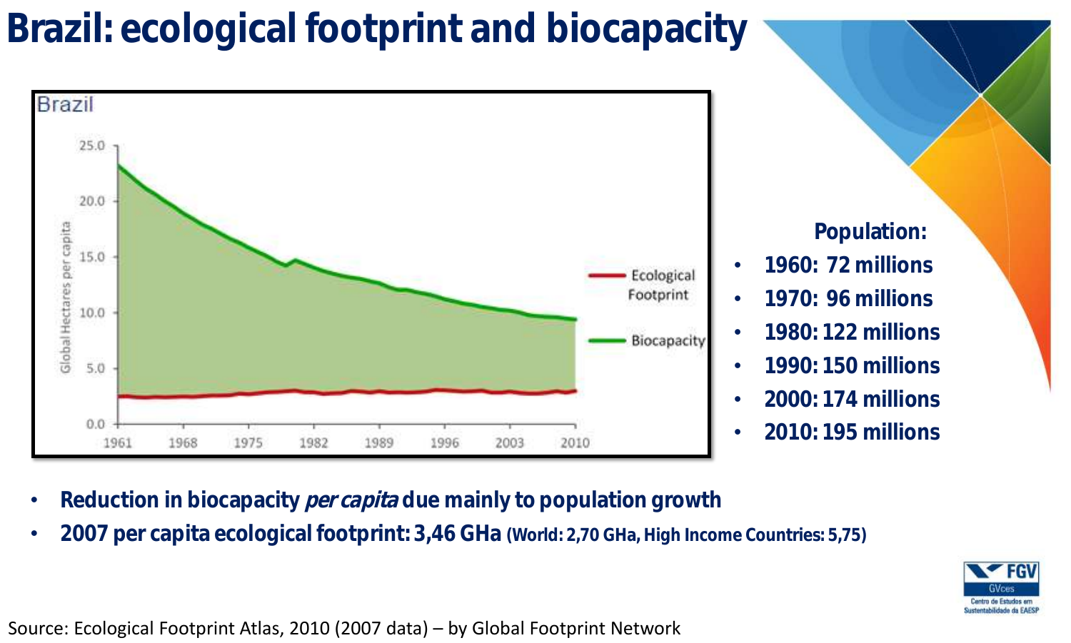# Brazil: ecological footprint and biocapacity

Brazil

Global Hectares per capita

25.0
20.0
15.0
10.0
5.0
0.0

1961 1968 1975 1982 1989 1996 2003 2010

Ecological Footprint

Biocapacity

**Population:**

- **1960: 72 millions**
- **1970: 96 millions**
- **1980: 122 millions**
- **1990: 150 millions**
- **2000: 174 millions**
- **2010: 195 millions**

- **Reduction in biocapacity *per capita* due mainly to population growth**
- **2007 per capita ecological footprint: 3,46 GHa (World: 2,70 GHa, High Income Countries: 5,75)**

Source: Ecological Footprint Atlas, 2010 (2007 data) – by Global Footprint Network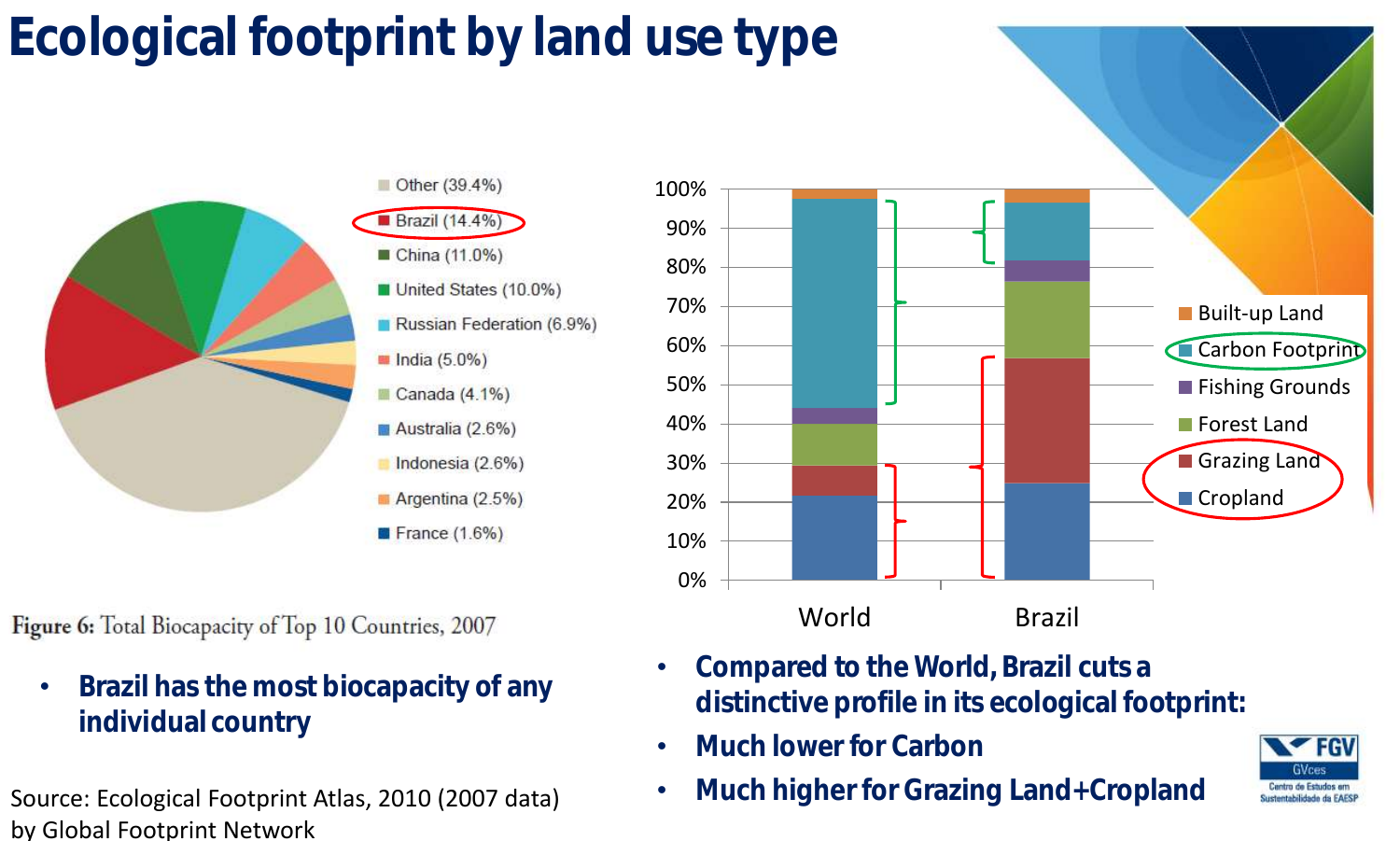# Ecological footprint by land use type

- Other (39.4%)
- Brazil (14.4%)
- China (11.0%)
- United States (10.0%)
- Russian Federation (6.9%)
- India (5.0%)
- Canada (4.1%)
- Australia (2.6%)
- Indonesia (2.6%)
- Argentina (2.5%)
- France (1.6%)

**Figure 6:** Total Biocapacity of Top 10 Countries, 2007

- **Brazil has the most biocapacity of any individual country**

Source: Ecological Footprint Atlas, 2010 (2007 data) by Global Footprint Network

Legend: Built-up Land, Carbon Footprint, Fishing Grounds, Forest Land, Grazing Land, Cropland

World | Brazil

- **Compared to the World, Brazil cuts a distinctive profile in its ecological footprint:**
- **Much lower for Carbon**
- **Much higher for Grazing Land+Cropland**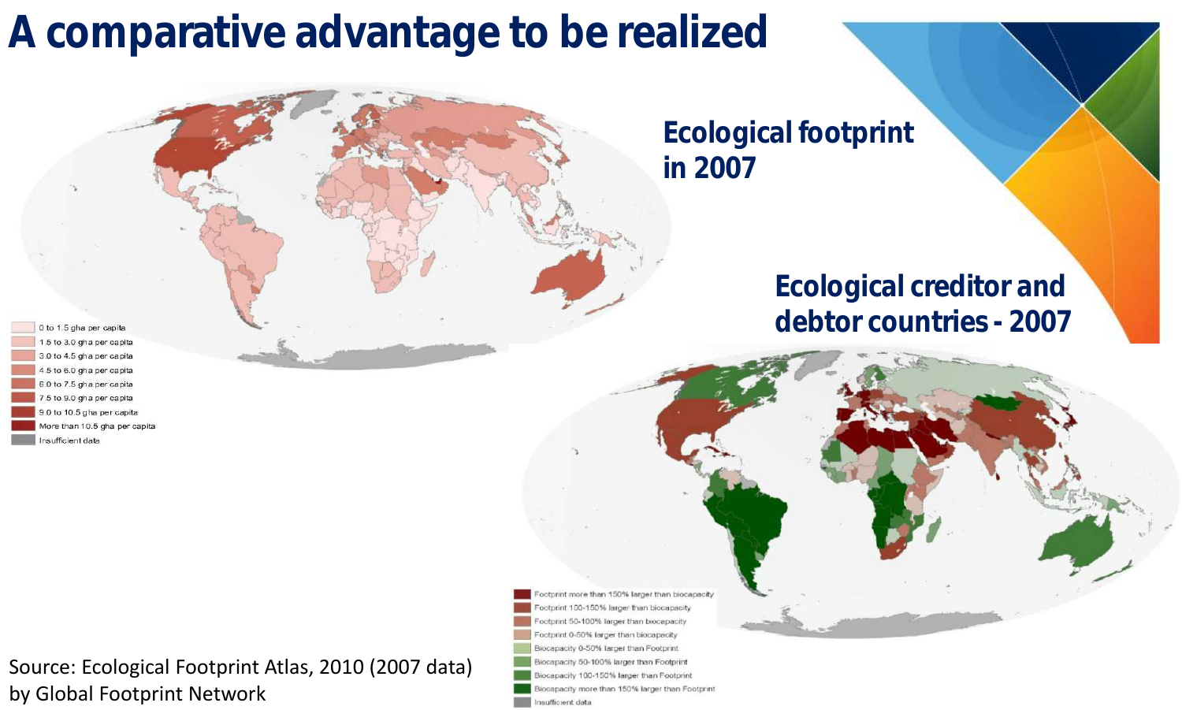# A comparative advantage to be realized

## Ecological footprint in 2007

- 0 to 1.5 gha per capita
- 1.5 to 3.0 gha per capita
- 3.0 to 4.5 gha per capita
- 4.5 to 6.0 gha per capita
- 6.0 to 7.5 gha per capita
- 7.5 to 9.0 gha per capita
- 9.0 to 10.5 gha per capita
- More than 10.5 gha per capita
- Insufficient data

## Ecological creditor and debtor countries - 2007

- Footprint more than 150% larger than biocapacity
- Footprint 100-150% larger than biocapacity
- Footprint 50-100% larger than biocapacity
- Footprint 0-50% larger than biocapacity
- Biocapacity 0-50% larger than Footprint
- Biocapacity 50-100% larger than Footprint
- Biocapacity 100-150% larger than Footprint
- Biocapacity more than 150% larger than Footprint
- Insufficient data

Source: Ecological Footprint Atlas, 2010 (2007 data) by Global Footprint Network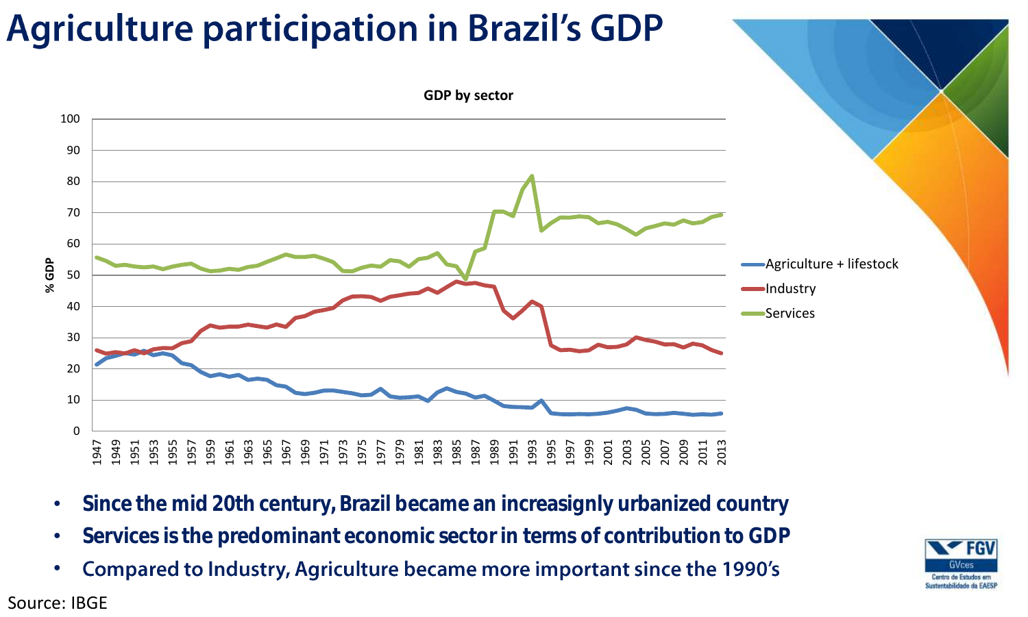# Agriculture participation in Brazil's GDP

GDP by sector

- **Since the mid 20th century, Brazil became an increasignly urbanized country**
- **Services is the predominant economic sector in terms of contribution to GDP**
- Compared to Industry, Agriculture became more important since the 1990's

Source: IBGE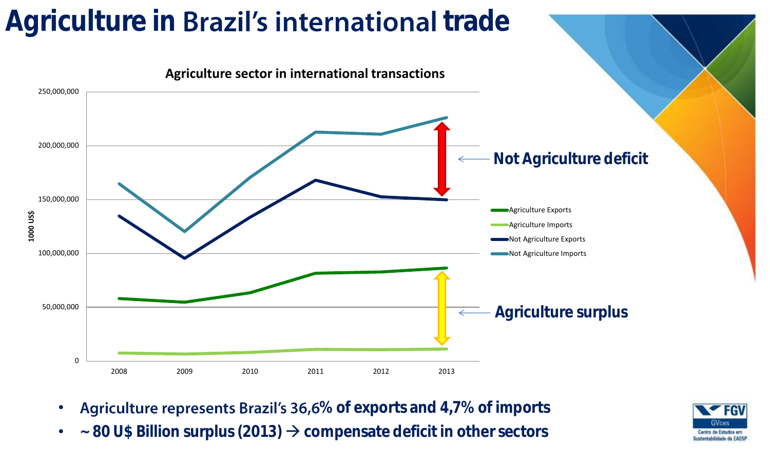# Agriculture in Brazil's international trade

**Agriculture sector in international transactions**

250,000,000
200,000,000
150,000,000
100,000,000
50,000,000
0

1000 US$

2008 2009 2010 2011 2012 2013

Not Agriculture deficit

Agriculture surplus

- Agriculture Exports
- Agriculture Imports
- Not Agriculture Exports
- Not Agriculture Imports

- Agriculture represents Brazil's 36,6% of exports and 4,7% of imports
- ~ 80 U$ Billion surplus (2013) → compensate deficit in other sectors

FGV GVces Centro de Estudos em Sustentabilidade da EAESP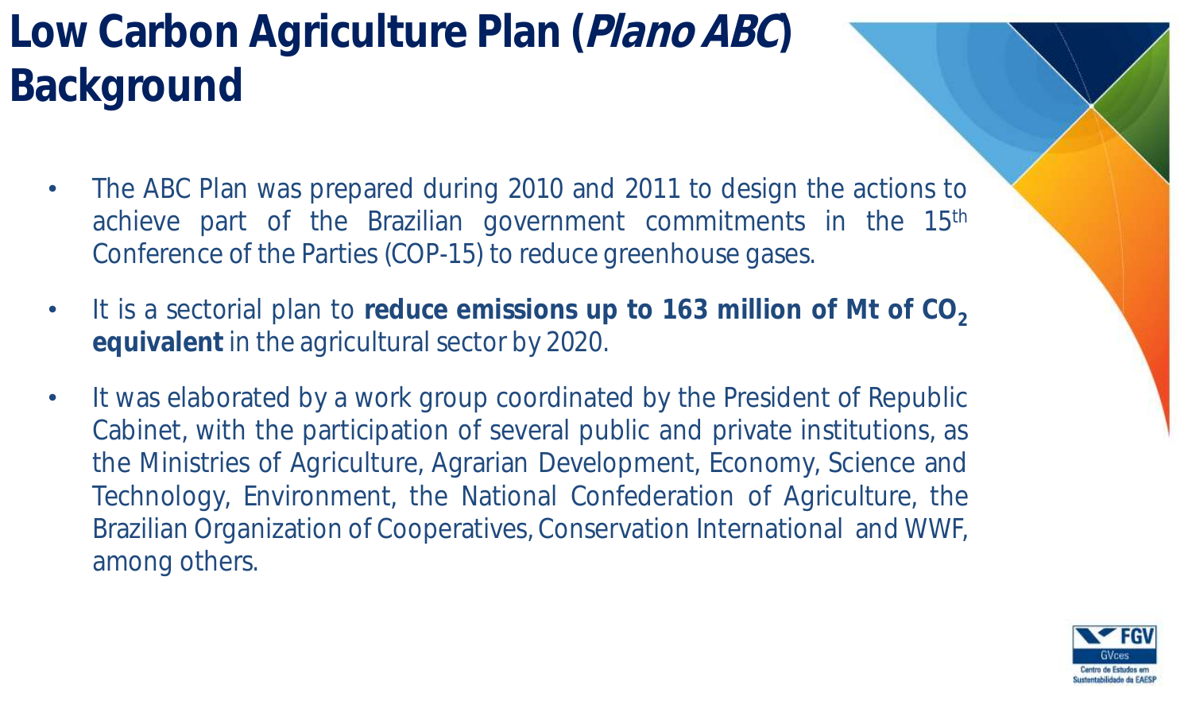# Low Carbon Agriculture Plan (*Plano ABC*) Background

- The ABC Plan was prepared during 2010 and 2011 to design the actions to achieve part of the Brazilian government commitments in the 15th Conference of the Parties (COP-15) to reduce greenhouse gases.
- It is a sectorial plan to **reduce emissions up to 163 million of Mt of $CO_2$ equivalent** in the agricultural sector by 2020.
- It was elaborated by a work group coordinated by the President of Republic Cabinet, with the participation of several public and private institutions, as the Ministries of Agriculture, Agrarian Development, Economy, Science and Technology, Environment, the National Confederation of Agriculture, the Brazilian Organization of Cooperatives, Conservation International and WWF, among others.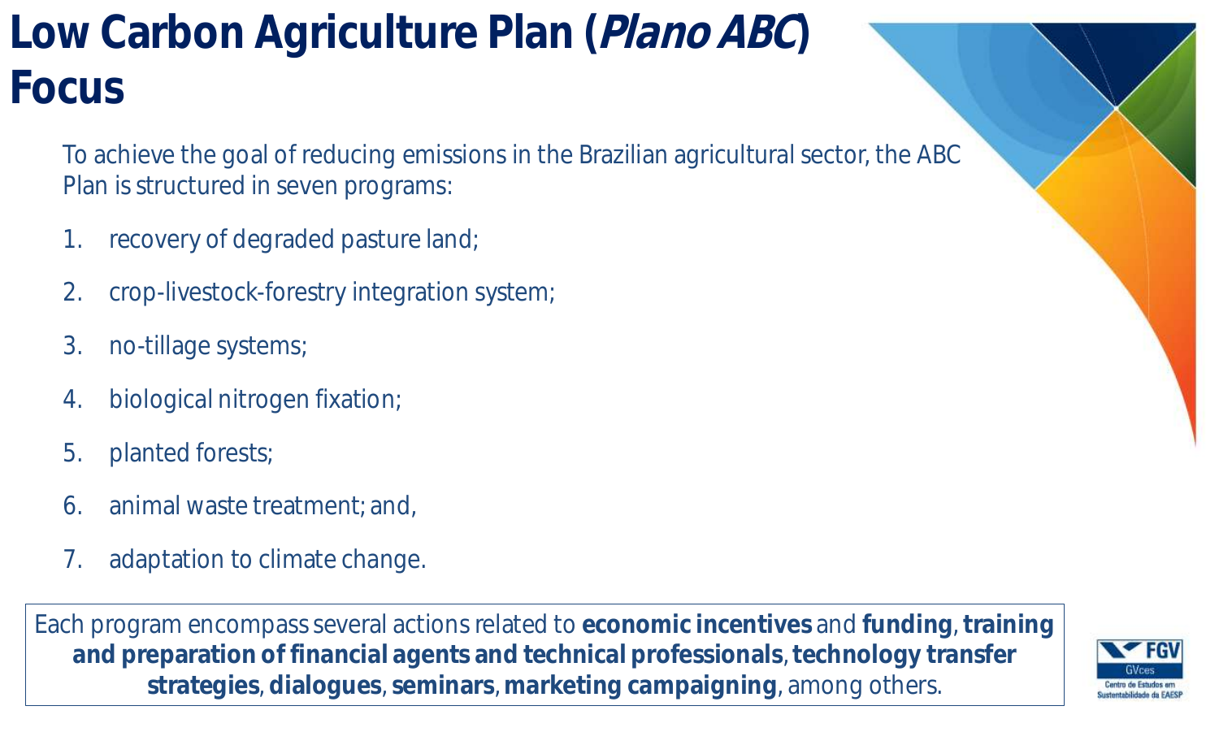# Low Carbon Agriculture Plan (*Plano ABC*) Focus

To achieve the goal of reducing emissions in the Brazilian agricultural sector, the ABC Plan is structured in seven programs:

1. recovery of degraded pasture land;
2. crop-livestock-forestry integration system;
3. no-tillage systems;
4. biological nitrogen fixation;
5. planted forests;
6. animal waste treatment; and,
7. adaptation to climate change.

Each program encompass several actions related to **economic incentives** and **funding**, **training and preparation of financial agents and technical professionals**, **technology transfer strategies**, **dialogues**, **seminars**, **marketing campaigning**, among others.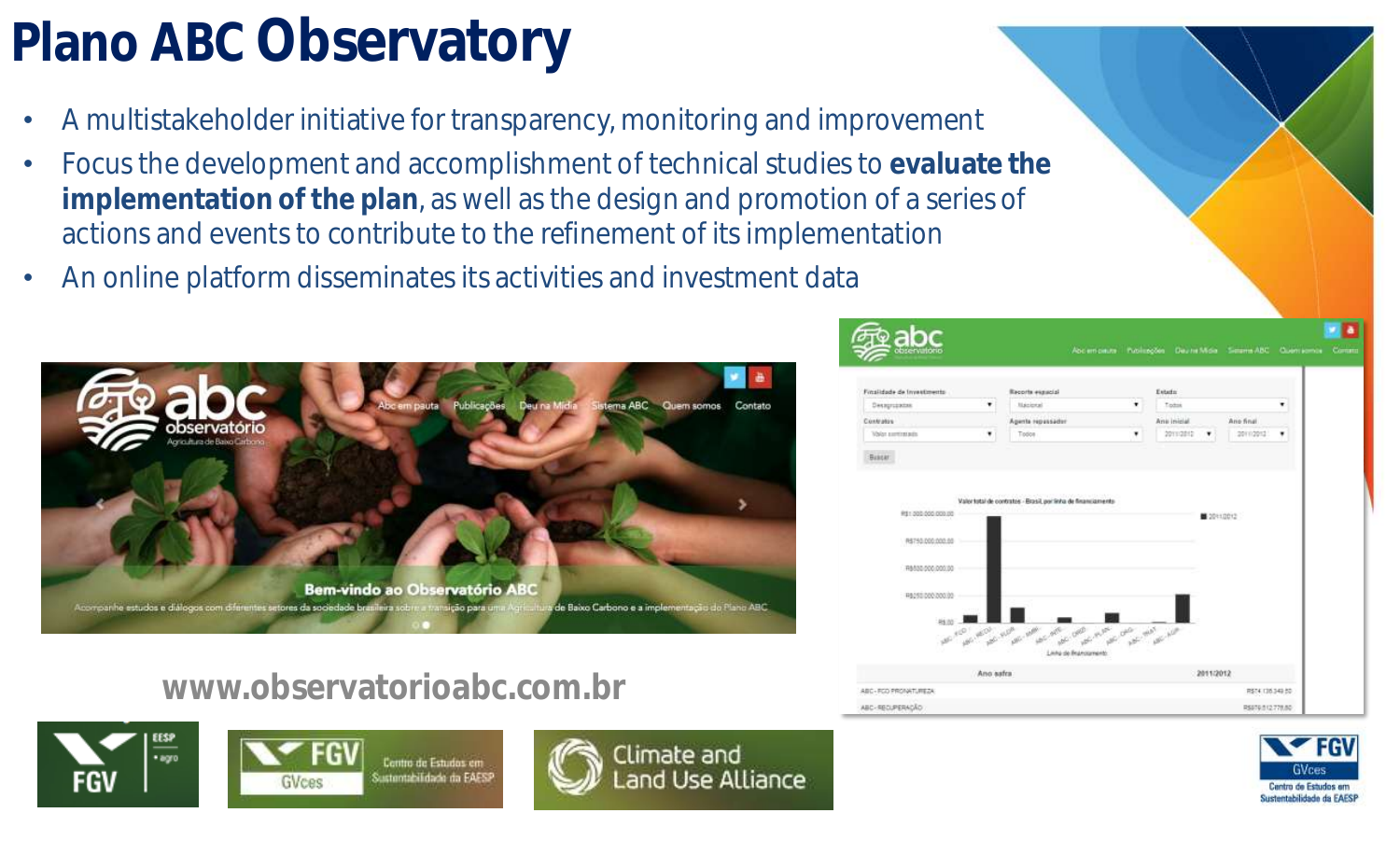# Plano ABC Observatory

- A multistakeholder initiative for transparency, monitoring and improvement
- Focus the development and accomplishment of technical studies to **evaluate the implementation of the plan**, as well as the design and promotion of a series of actions and events to contribute to the refinement of its implementation
- An online platform disseminates its activities and investment data

www.observatorioabc.com.br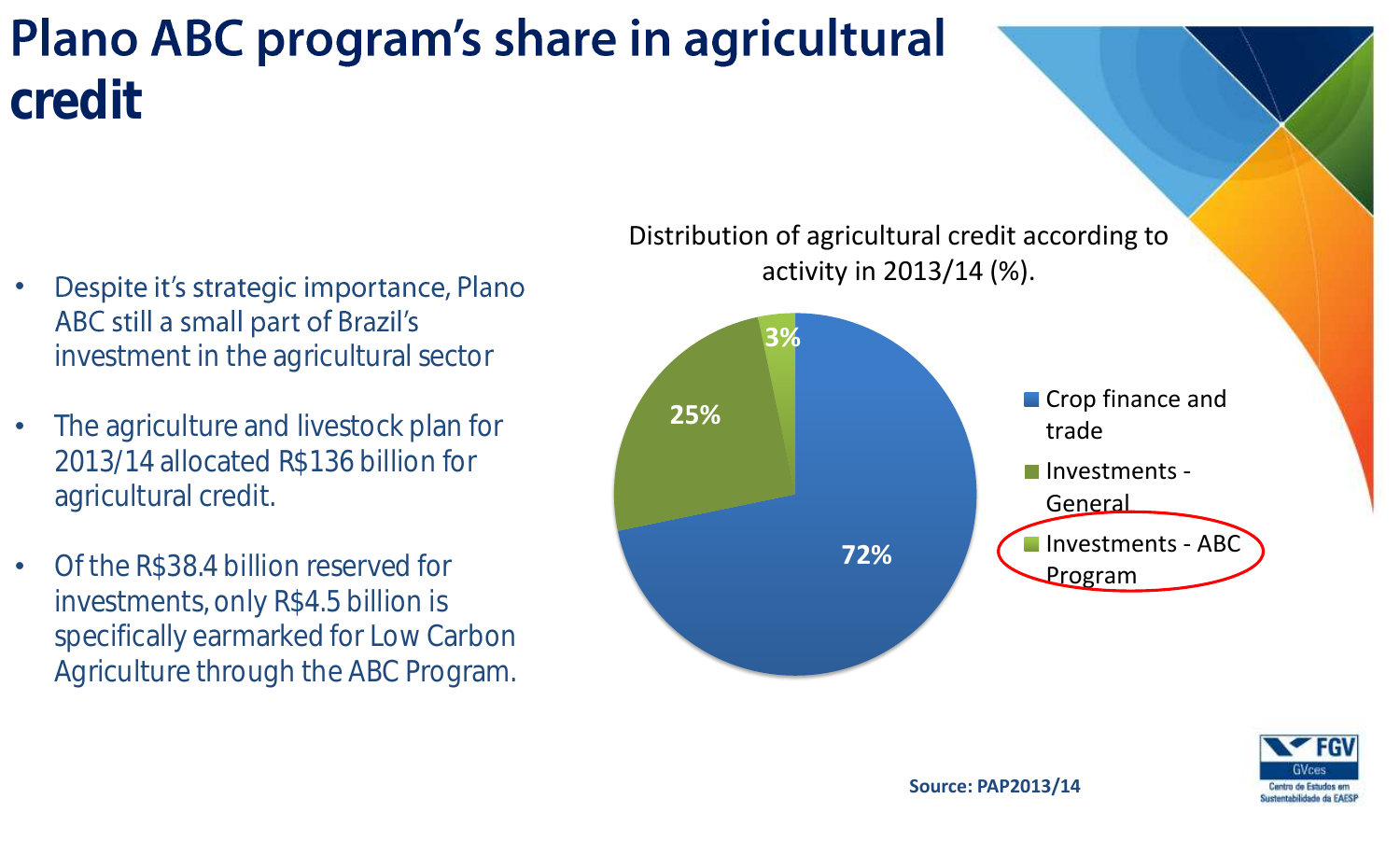# Plano ABC program's share in agricultural credit

- Despite it's strategic importance, Plano ABC still a small part of Brazil's investment in the agricultural sector
- The agriculture and livestock plan for 2013/14 allocated R$136 billion for agricultural credit.
- Of the R$38.4 billion reserved for investments, only R$4.5 billion is specifically earmarked for Low Carbon Agriculture through the ABC Program.

Distribution of agricultural credit according to activity in 2013/14 (%).

| Activity | % |
| --- | --- |
| Crop finance and trade | 72% |
| Investments - General | 25% |
| Investments - ABC Program | 3% |

Source: PAP2013/14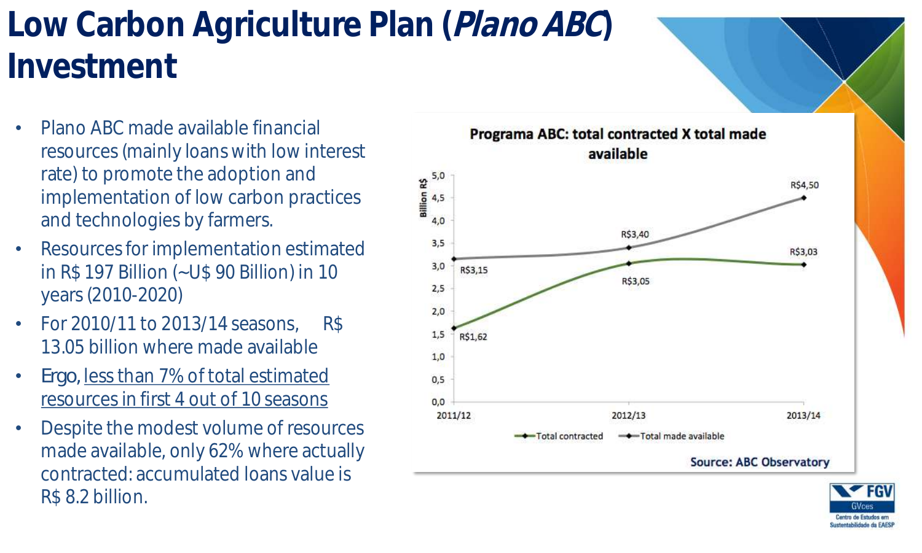# Low Carbon Agriculture Plan (*Plano ABC*) Investment

- Plano ABC made available financial resources (mainly loans with low interest rate) to promote the adoption and implementation of low carbon practices and technologies by farmers.
- Resources for implementation estimated in R$ 197 Billion (~U$ 90 Billion) in 10 years (2010-2020)
- For 2010/11 to 2013/14 seasons, R$ 13.05 billion where made available
- Ergo, <u>less than 7% of total estimated resources in first 4 out of 10 seasons</u>
- Despite the modest volume of resources made available, only 62% where actually contracted: accumulated loans value is R$ 8.2 billion.

**Programa ABC: total contracted X total made available**

Billion R$

| Season | Total contracted | Total made available |
|---|---|---|
| 2011/12 | R$1,62 | R$3,15 |
| 2012/13 | R$3,05 | R$3,40 |
| 2013/14 | R$3,03 | R$4,50 |

**Source: ABC Observatory**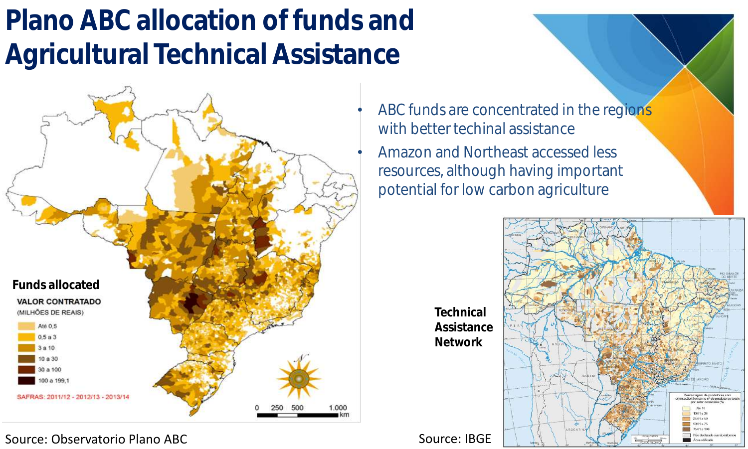# Plano ABC allocation of funds and Agricultural Technical Assistance

- ABC funds are concentrated in the regions with better techinal assistance
- Amazon and Northeast accessed less resources, although having important potential for low carbon agriculture

**Funds allocated**

VALOR CONTRATADO (MILHÕES DE REAIS)

- Até 0,5
- 0,5 a 3
- 3 a 10
- 10 a 30
- 30 a 100
- 100 a 199,1

SAFRAS: 2011/12 - 2012/13 - 2013/14

Source: Observatorio Plano ABC

**Technical Assistance Network**

Source: IBGE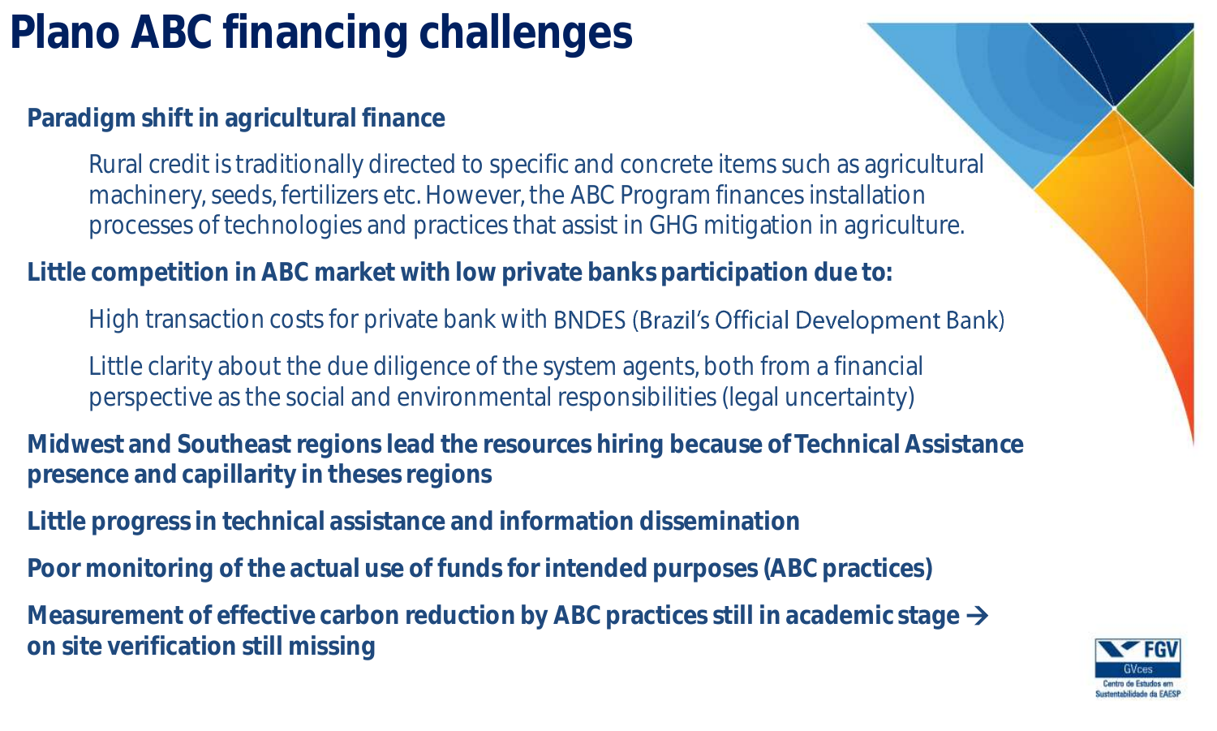# Plano ABC financing challenges

**Paradigm shift in agricultural finance**

Rural credit is traditionally directed to specific and concrete items such as agricultural machinery, seeds, fertilizers etc. However, the ABC Program finances installation processes of technologies and practices that assist in GHG mitigation in agriculture.

**Little competition in ABC market with low private banks participation due to:**

High transaction costs for private bank with BNDES (Brazil's Official Development Bank)

Little clarity about the due diligence of the system agents, both from a financial perspective as the social and environmental responsibilities (legal uncertainty)

**Midwest and Southeast regions lead the resources hiring because of Technical Assistance presence and capillarity in theses regions**

**Little progress in technical assistance and information dissemination**

**Poor monitoring of the actual use of funds for intended purposes (ABC practices)**

**Measurement of effective carbon reduction by ABC practices still in academic stage → on site verification still missing**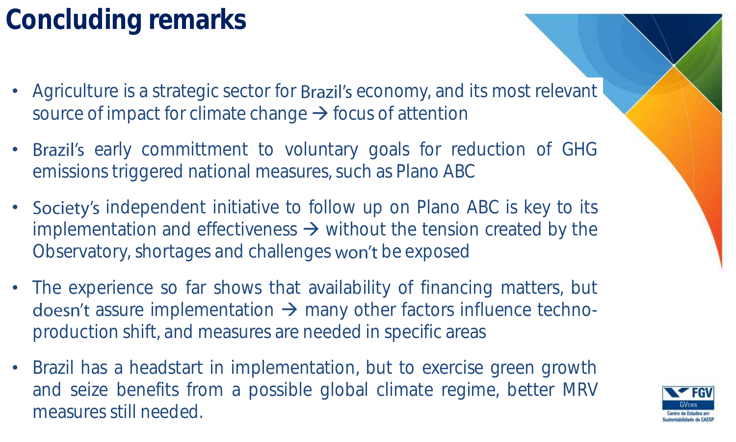# Concluding remarks

- Agriculture is a strategic sector for Brazil's economy, and its most relevant source of impact for climate change → focus of attention
- Brazil's early committment to voluntary goals for reduction of GHG emissions triggered national measures, such as Plano ABC
- Society's independent initiative to follow up on Plano ABC is key to its implementation and effectiveness → without the tension created by the Observatory, shortages and challenges won't be exposed
- The experience so far shows that availability of financing matters, but doesn't assure implementation → many other factors influence techno-production shift, and measures are needed in specific areas
- Brazil has a headstart in implementation, but to exercise green growth and seize benefits from a possible global climate regime, better MRV measures still needed.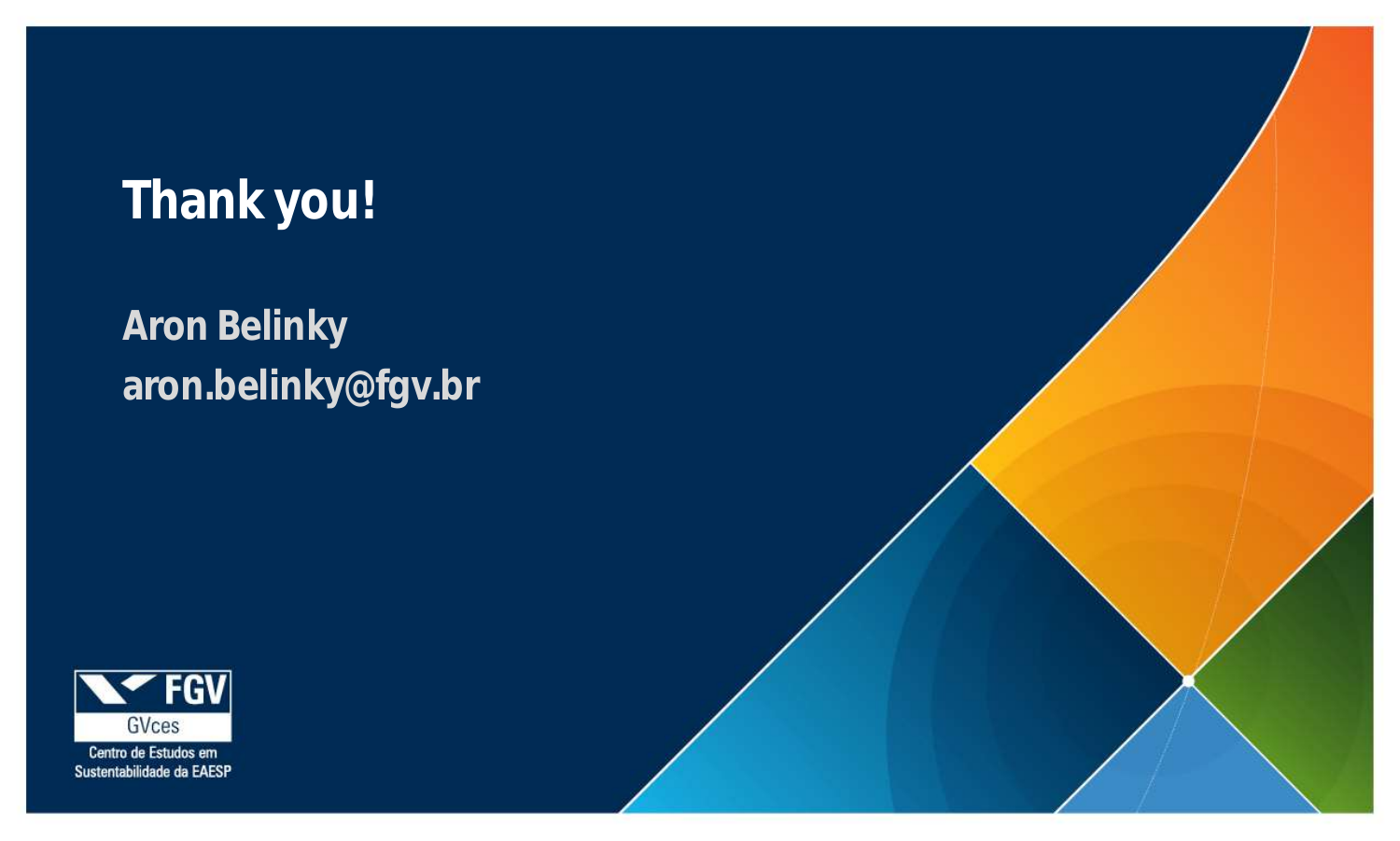# Thank you!

**Aron Belinky**

**aron.belinky@fgv.br**

FGV
GVces
Centro de Estudos em Sustentabilidade da EAESP